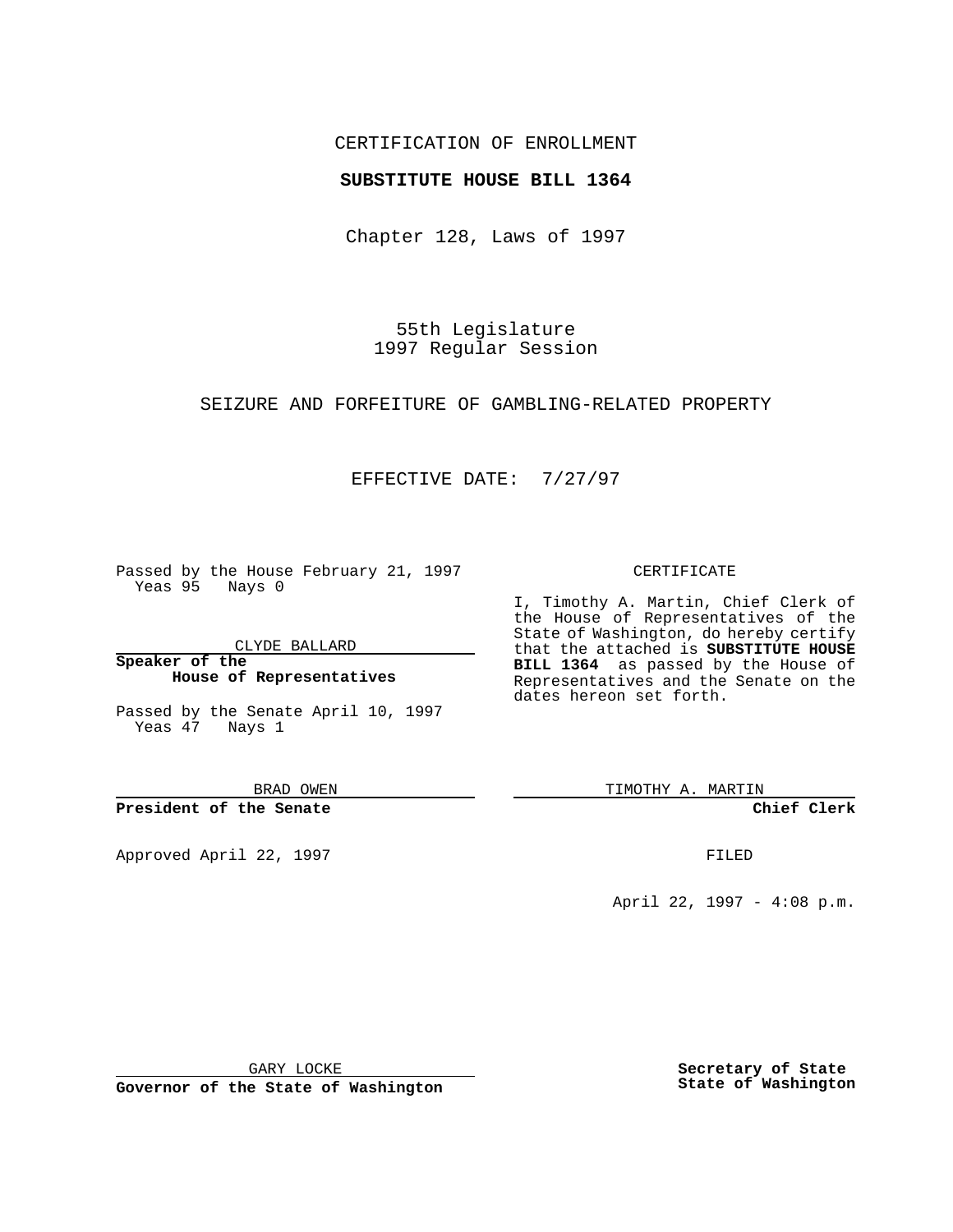CERTIFICATION OF ENROLLMENT

**SUBSTITUTE HOUSE BILL 1364**

Chapter 128, Laws of 1997

55th Legislature
1997 Regular Session

SEIZURE AND FORFEITURE OF GAMBLING-RELATED PROPERTY

EFFECTIVE DATE: 7/27/97

Passed by the House February 21, 1997
Yeas 95 Nays 0

CLYDE BALLARD

**Speaker of the House of Representatives**

Passed by the Senate April 10, 1997
Yeas 47 Nays 1

BRAD OWEN

**President of the Senate**

Approved April 22, 1997

GARY LOCKE

**Governor of the State of Washington**

CERTIFICATE

I, Timothy A. Martin, Chief Clerk of the House of Representatives of the State of Washington, do hereby certify that the attached is **SUBSTITUTE HOUSE BILL 1364** as passed by the House of Representatives and the Senate on the dates hereon set forth.

TIMOTHY A. MARTIN

**Chief Clerk**

FILED

April 22, 1997 - 4:08 p.m.

**Secretary of State**
**State of Washington**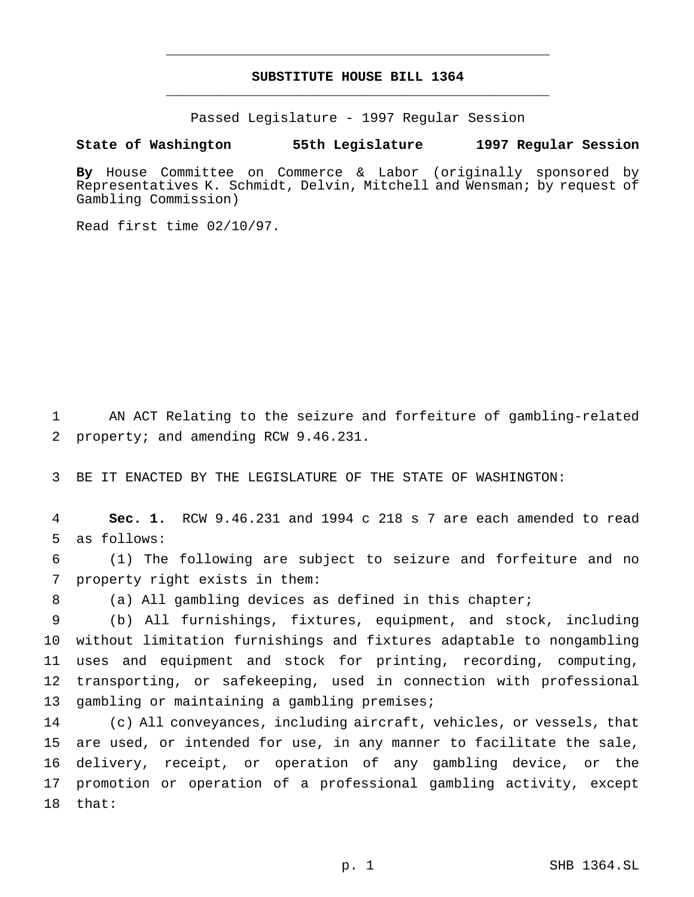# SUBSTITUTE HOUSE BILL 1364

Passed Legislature - 1997 Regular Session

**State of Washington 55th Legislature 1997 Regular Session**

**By** House Committee on Commerce & Labor (originally sponsored by Representatives K. Schmidt, Delvin, Mitchell and Wensman; by request of Gambling Commission)

Read first time 02/10/97.

AN ACT Relating to the seizure and forfeiture of gambling-related property; and amending RCW 9.46.231.

BE IT ENACTED BY THE LEGISLATURE OF THE STATE OF WASHINGTON:

**Sec. 1.** RCW 9.46.231 and 1994 c 218 s 7 are each amended to read as follows:

(1) The following are subject to seizure and forfeiture and no property right exists in them:

(a) All gambling devices as defined in this chapter;

(b) All furnishings, fixtures, equipment, and stock, including without limitation furnishings and fixtures adaptable to nongambling uses and equipment and stock for printing, recording, computing, transporting, or safekeeping, used in connection with professional gambling or maintaining a gambling premises;

(c) All conveyances, including aircraft, vehicles, or vessels, that are used, or intended for use, in any manner to facilitate the sale, delivery, receipt, or operation of any gambling device, or the promotion or operation of a professional gambling activity, except that: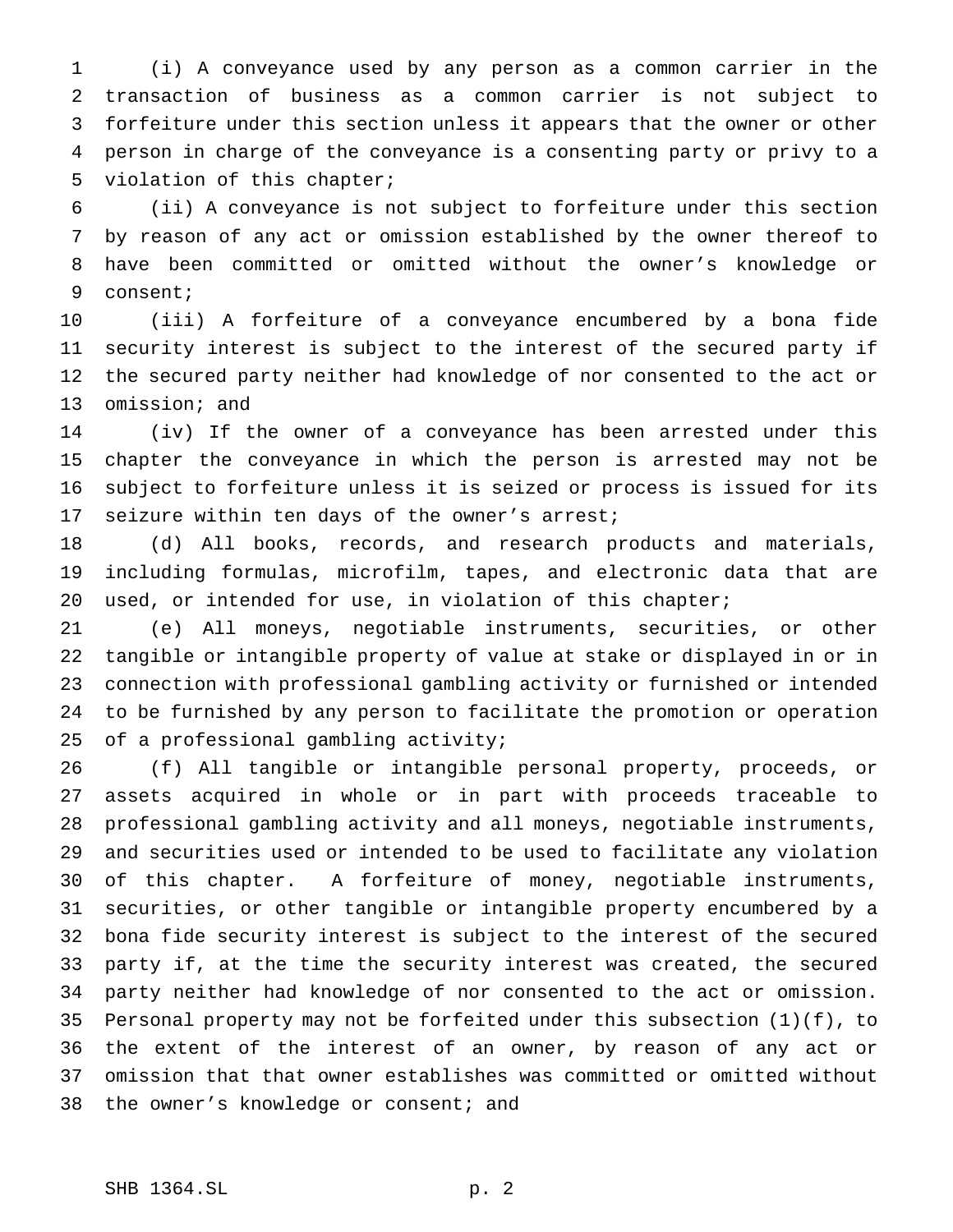(i) A conveyance used by any person as a common carrier in the transaction of business as a common carrier is not subject to forfeiture under this section unless it appears that the owner or other person in charge of the conveyance is a consenting party or privy to a violation of this chapter;

(ii) A conveyance is not subject to forfeiture under this section by reason of any act or omission established by the owner thereof to have been committed or omitted without the owner's knowledge or consent;

(iii) A forfeiture of a conveyance encumbered by a bona fide security interest is subject to the interest of the secured party if the secured party neither had knowledge of nor consented to the act or omission; and

(iv) If the owner of a conveyance has been arrested under this chapter the conveyance in which the person is arrested may not be subject to forfeiture unless it is seized or process is issued for its seizure within ten days of the owner's arrest;

(d) All books, records, and research products and materials, including formulas, microfilm, tapes, and electronic data that are used, or intended for use, in violation of this chapter;

(e) All moneys, negotiable instruments, securities, or other tangible or intangible property of value at stake or displayed in or in connection with professional gambling activity or furnished or intended to be furnished by any person to facilitate the promotion or operation of a professional gambling activity;

(f) All tangible or intangible personal property, proceeds, or assets acquired in whole or in part with proceeds traceable to professional gambling activity and all moneys, negotiable instruments, and securities used or intended to be used to facilitate any violation of this chapter. A forfeiture of money, negotiable instruments, securities, or other tangible or intangible property encumbered by a bona fide security interest is subject to the interest of the secured party if, at the time the security interest was created, the secured party neither had knowledge of nor consented to the act or omission. Personal property may not be forfeited under this subsection (1)(f), to the extent of the interest of an owner, by reason of any act or omission that that owner establishes was committed or omitted without the owner's knowledge or consent; and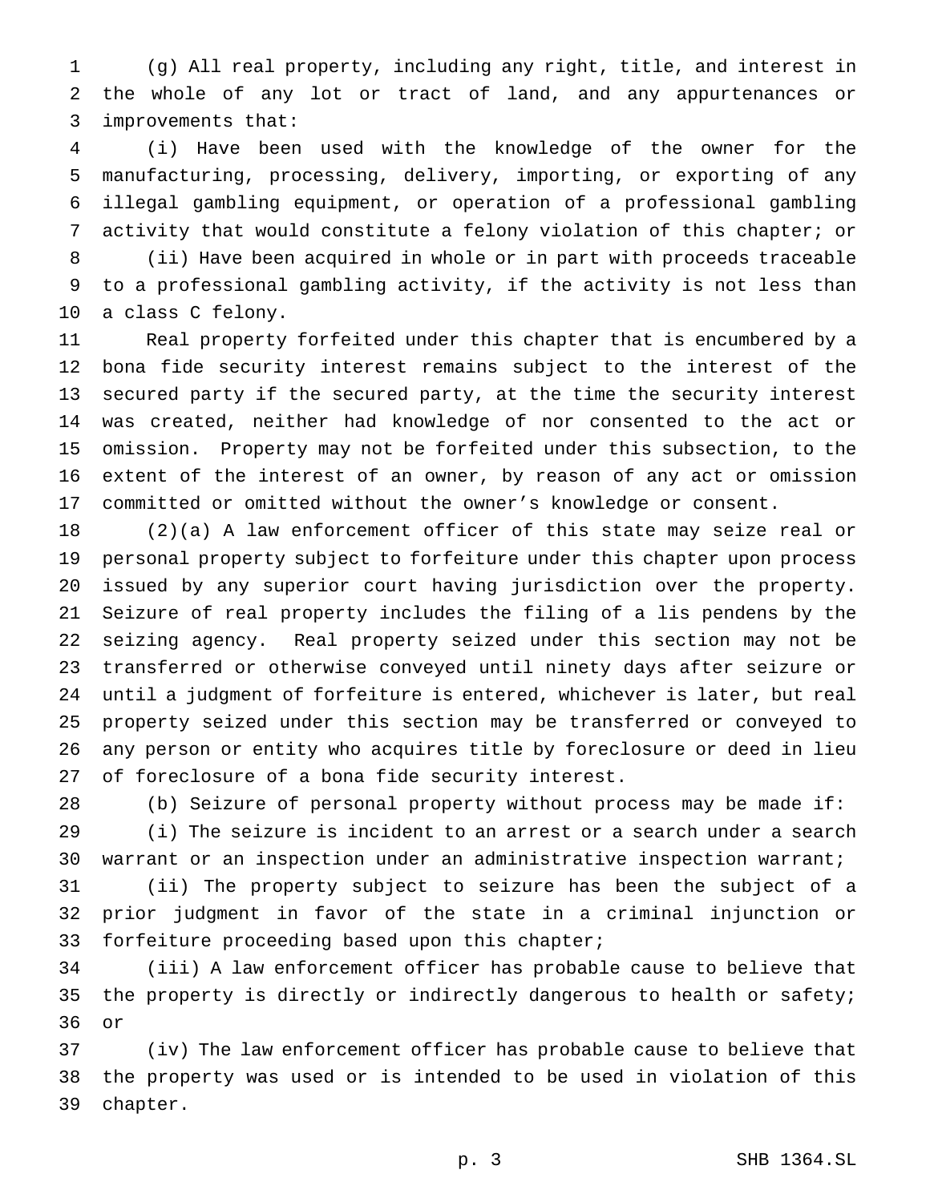(g) All real property, including any right, title, and interest in the whole of any lot or tract of land, and any appurtenances or improvements that:

(i) Have been used with the knowledge of the owner for the manufacturing, processing, delivery, importing, or exporting of any illegal gambling equipment, or operation of a professional gambling activity that would constitute a felony violation of this chapter; or

(ii) Have been acquired in whole or in part with proceeds traceable to a professional gambling activity, if the activity is not less than a class C felony.

Real property forfeited under this chapter that is encumbered by a bona fide security interest remains subject to the interest of the secured party if the secured party, at the time the security interest was created, neither had knowledge of nor consented to the act or omission. Property may not be forfeited under this subsection, to the extent of the interest of an owner, by reason of any act or omission committed or omitted without the owner's knowledge or consent.

(2)(a) A law enforcement officer of this state may seize real or personal property subject to forfeiture under this chapter upon process issued by any superior court having jurisdiction over the property. Seizure of real property includes the filing of a lis pendens by the seizing agency. Real property seized under this section may not be transferred or otherwise conveyed until ninety days after seizure or until a judgment of forfeiture is entered, whichever is later, but real property seized under this section may be transferred or conveyed to any person or entity who acquires title by foreclosure or deed in lieu of foreclosure of a bona fide security interest.

(b) Seizure of personal property without process may be made if:

(i) The seizure is incident to an arrest or a search under a search warrant or an inspection under an administrative inspection warrant;

(ii) The property subject to seizure has been the subject of a prior judgment in favor of the state in a criminal injunction or forfeiture proceeding based upon this chapter;

(iii) A law enforcement officer has probable cause to believe that the property is directly or indirectly dangerous to health or safety; or

(iv) The law enforcement officer has probable cause to believe that the property was used or is intended to be used in violation of this chapter.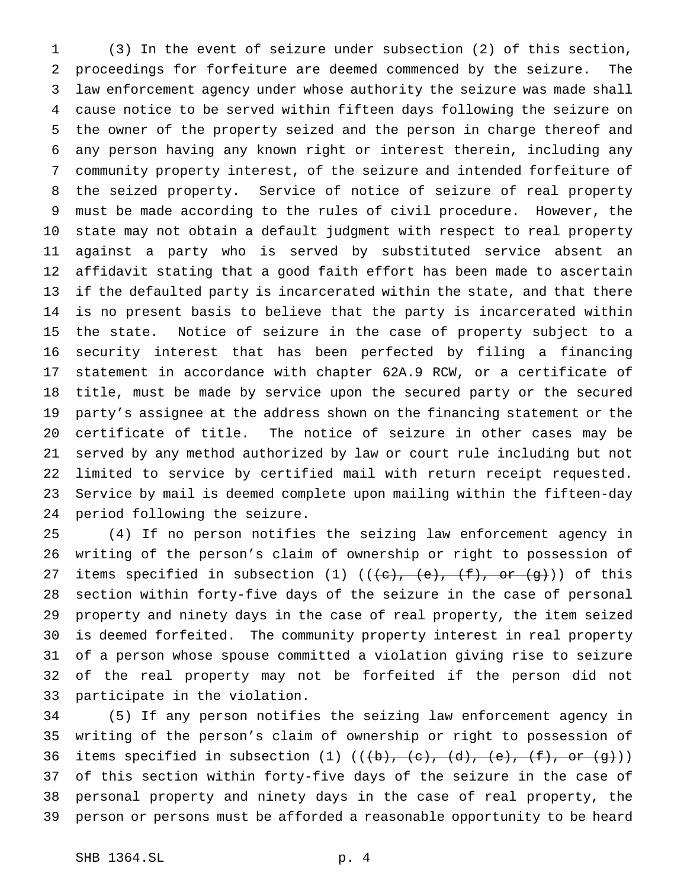(3) In the event of seizure under subsection (2) of this section, proceedings for forfeiture are deemed commenced by the seizure. The law enforcement agency under whose authority the seizure was made shall cause notice to be served within fifteen days following the seizure on the owner of the property seized and the person in charge thereof and any person having any known right or interest therein, including any community property interest, of the seizure and intended forfeiture of the seized property. Service of notice of seizure of real property must be made according to the rules of civil procedure. However, the state may not obtain a default judgment with respect to real property against a party who is served by substituted service absent an affidavit stating that a good faith effort has been made to ascertain if the defaulted party is incarcerated within the state, and that there is no present basis to believe that the party is incarcerated within the state. Notice of seizure in the case of property subject to a security interest that has been perfected by filing a financing statement in accordance with chapter 62A.9 RCW, or a certificate of title, must be made by service upon the secured party or the secured party's assignee at the address shown on the financing statement or the certificate of title. The notice of seizure in other cases may be served by any method authorized by law or court rule including but not limited to service by certified mail with return receipt requested. Service by mail is deemed complete upon mailing within the fifteen-day period following the seizure.

(4) If no person notifies the seizing law enforcement agency in writing of the person's claim of ownership or right to possession of items specified in subsection (1) ((~~(c), (e), (f), or (g)~~)) of this section within forty-five days of the seizure in the case of personal property and ninety days in the case of real property, the item seized is deemed forfeited. The community property interest in real property of a person whose spouse committed a violation giving rise to seizure of the real property may not be forfeited if the person did not participate in the violation.

(5) If any person notifies the seizing law enforcement agency in writing of the person's claim of ownership or right to possession of items specified in subsection (1) ((~~(b), (c), (d), (e), (f), or (g)~~)) of this section within forty-five days of the seizure in the case of personal property and ninety days in the case of real property, the person or persons must be afforded a reasonable opportunity to be heard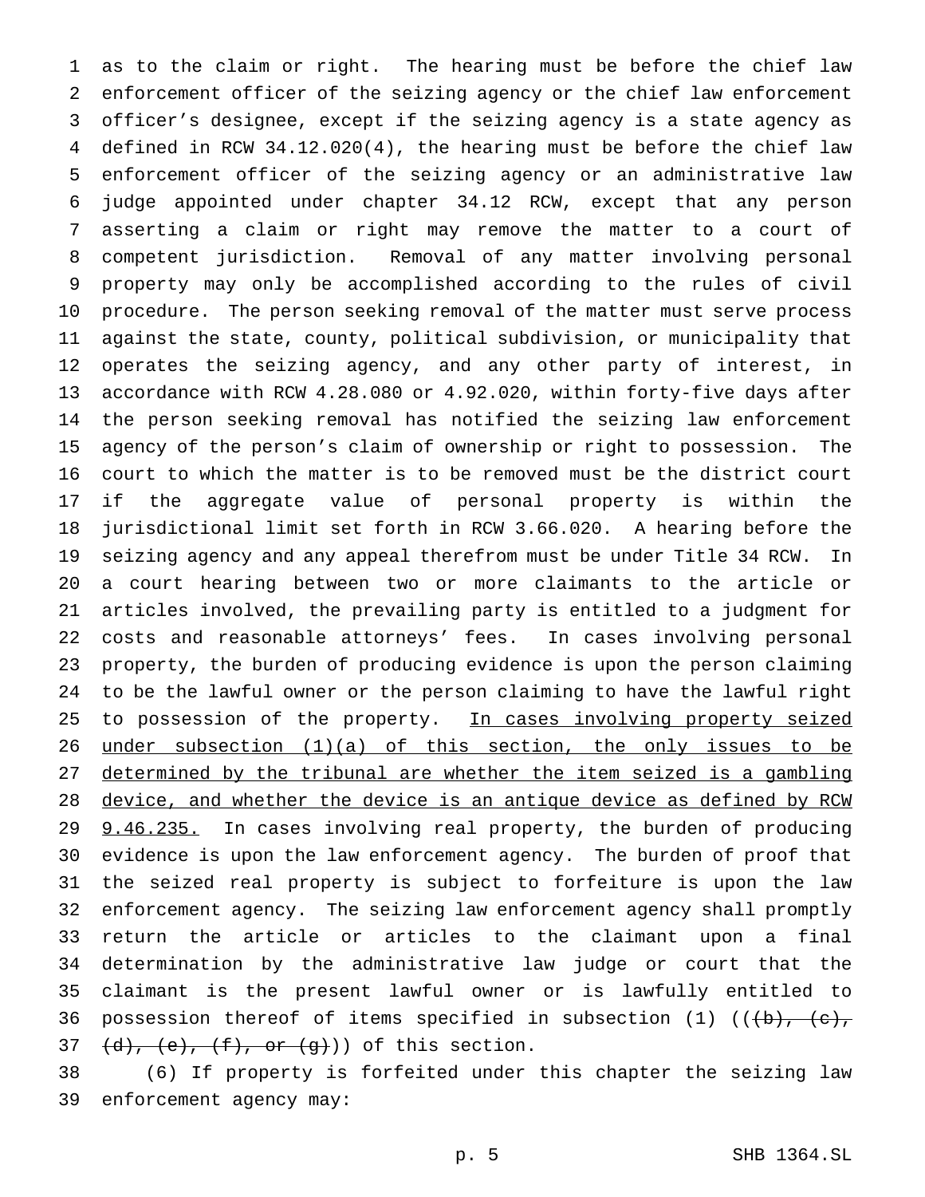as to the claim or right. The hearing must be before the chief law enforcement officer of the seizing agency or the chief law enforcement officer's designee, except if the seizing agency is a state agency as defined in RCW 34.12.020(4), the hearing must be before the chief law enforcement officer of the seizing agency or an administrative law judge appointed under chapter 34.12 RCW, except that any person asserting a claim or right may remove the matter to a court of competent jurisdiction. Removal of any matter involving personal property may only be accomplished according to the rules of civil procedure. The person seeking removal of the matter must serve process against the state, county, political subdivision, or municipality that operates the seizing agency, and any other party of interest, in accordance with RCW 4.28.080 or 4.92.020, within forty-five days after the person seeking removal has notified the seizing law enforcement agency of the person's claim of ownership or right to possession. The court to which the matter is to be removed must be the district court if the aggregate value of personal property is within the jurisdictional limit set forth in RCW 3.66.020. A hearing before the seizing agency and any appeal therefrom must be under Title 34 RCW. In a court hearing between two or more claimants to the article or articles involved, the prevailing party is entitled to a judgment for costs and reasonable attorneys' fees. In cases involving personal property, the burden of producing evidence is upon the person claiming to be the lawful owner or the person claiming to have the lawful right to possession of the property. <u>In cases involving property seized under subsection (1)(a) of this section, the only issues to be determined by the tribunal are whether the item seized is a gambling device, and whether the device is an antique device as defined by RCW 9.46.235.</u> In cases involving real property, the burden of producing evidence is upon the law enforcement agency. The burden of proof that the seized real property is subject to forfeiture is upon the law enforcement agency. The seizing law enforcement agency shall promptly return the article or articles to the claimant upon a final determination by the administrative law judge or court that the claimant is the present lawful owner or is lawfully entitled to possession thereof of items specified in subsection (1) ((~~(b), (c), (d), (e), (f), or (g)~~)) of this section.

(6) If property is forfeited under this chapter the seizing law enforcement agency may: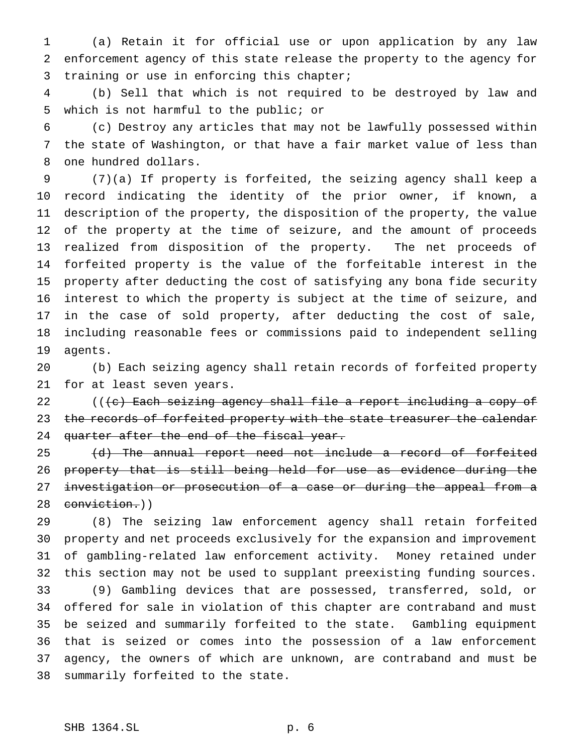(a) Retain it for official use or upon application by any law enforcement agency of this state release the property to the agency for training or use in enforcing this chapter;

(b) Sell that which is not required to be destroyed by law and which is not harmful to the public; or

(c) Destroy any articles that may not be lawfully possessed within the state of Washington, or that have a fair market value of less than one hundred dollars.

(7)(a) If property is forfeited, the seizing agency shall keep a record indicating the identity of the prior owner, if known, a description of the property, the disposition of the property, the value of the property at the time of seizure, and the amount of proceeds realized from disposition of the property. The net proceeds of forfeited property is the value of the forfeitable interest in the property after deducting the cost of satisfying any bona fide security interest to which the property is subject at the time of seizure, and in the case of sold property, after deducting the cost of sale, including reasonable fees or commissions paid to independent selling agents.

(b) Each seizing agency shall retain records of forfeited property for at least seven years.

((~~(c) Each seizing agency shall file a report including a copy of the records of forfeited property with the state treasurer the calendar quarter after the end of the fiscal year.~~

~~(d) The annual report need not include a record of forfeited property that is still being held for use as evidence during the investigation or prosecution of a case or during the appeal from a conviction.~~))

(8) The seizing law enforcement agency shall retain forfeited property and net proceeds exclusively for the expansion and improvement of gambling-related law enforcement activity. Money retained under this section may not be used to supplant preexisting funding sources.

(9) Gambling devices that are possessed, transferred, sold, or offered for sale in violation of this chapter are contraband and must be seized and summarily forfeited to the state. Gambling equipment that is seized or comes into the possession of a law enforcement agency, the owners of which are unknown, are contraband and must be summarily forfeited to the state.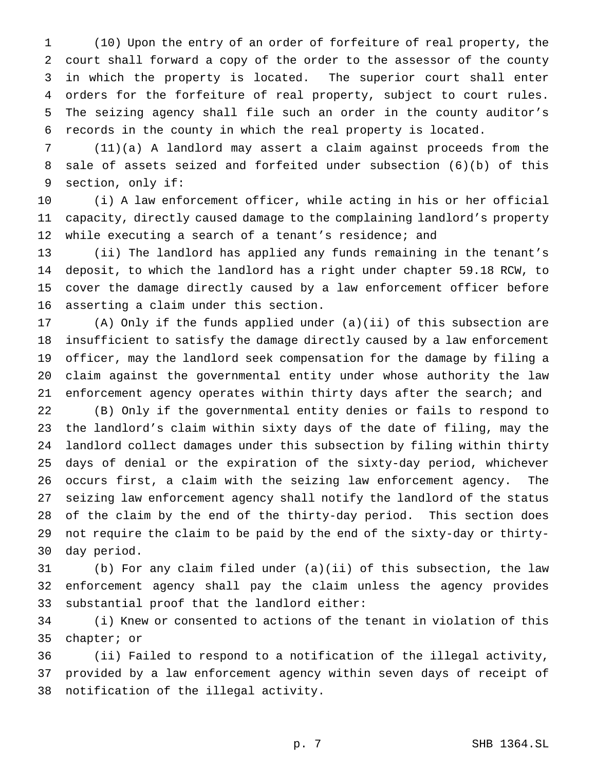(10) Upon the entry of an order of forfeiture of real property, the court shall forward a copy of the order to the assessor of the county in which the property is located. The superior court shall enter orders for the forfeiture of real property, subject to court rules. The seizing agency shall file such an order in the county auditor's records in the county in which the real property is located.

(11)(a) A landlord may assert a claim against proceeds from the sale of assets seized and forfeited under subsection (6)(b) of this section, only if:

(i) A law enforcement officer, while acting in his or her official capacity, directly caused damage to the complaining landlord's property while executing a search of a tenant's residence; and

(ii) The landlord has applied any funds remaining in the tenant's deposit, to which the landlord has a right under chapter 59.18 RCW, to cover the damage directly caused by a law enforcement officer before asserting a claim under this section.

(A) Only if the funds applied under (a)(ii) of this subsection are insufficient to satisfy the damage directly caused by a law enforcement officer, may the landlord seek compensation for the damage by filing a claim against the governmental entity under whose authority the law enforcement agency operates within thirty days after the search; and

(B) Only if the governmental entity denies or fails to respond to the landlord's claim within sixty days of the date of filing, may the landlord collect damages under this subsection by filing within thirty days of denial or the expiration of the sixty-day period, whichever occurs first, a claim with the seizing law enforcement agency. The seizing law enforcement agency shall notify the landlord of the status of the claim by the end of the thirty-day period. This section does not require the claim to be paid by the end of the sixty-day or thirty-day period.

(b) For any claim filed under (a)(ii) of this subsection, the law enforcement agency shall pay the claim unless the agency provides substantial proof that the landlord either:

(i) Knew or consented to actions of the tenant in violation of this chapter; or

(ii) Failed to respond to a notification of the illegal activity, provided by a law enforcement agency within seven days of receipt of notification of the illegal activity.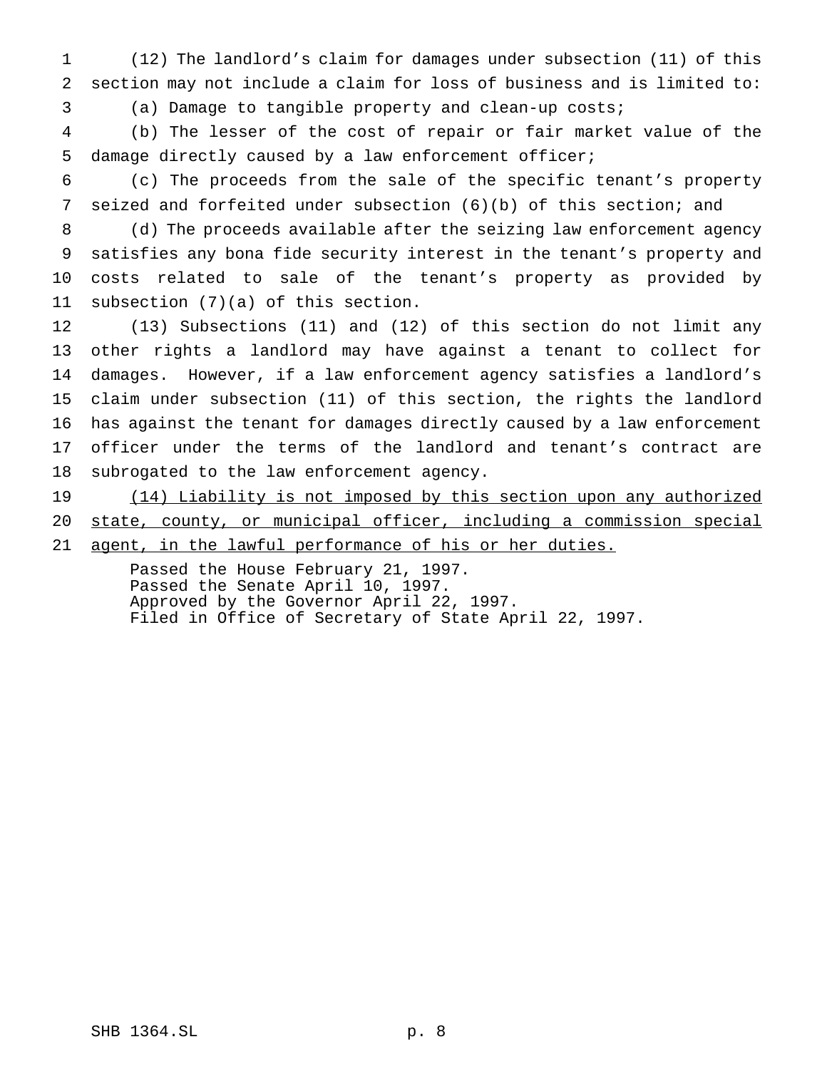(12) The landlord's claim for damages under subsection (11) of this section may not include a claim for loss of business and is limited to:

(a) Damage to tangible property and clean-up costs;

(b) The lesser of the cost of repair or fair market value of the damage directly caused by a law enforcement officer;

(c) The proceeds from the sale of the specific tenant's property seized and forfeited under subsection (6)(b) of this section; and

(d) The proceeds available after the seizing law enforcement agency satisfies any bona fide security interest in the tenant's property and costs related to sale of the tenant's property as provided by subsection (7)(a) of this section.

(13) Subsections (11) and (12) of this section do not limit any other rights a landlord may have against a tenant to collect for damages. However, if a law enforcement agency satisfies a landlord's claim under subsection (11) of this section, the rights the landlord has against the tenant for damages directly caused by a law enforcement officer under the terms of the landlord and tenant's contract are subrogated to the law enforcement agency.

<u>(14) Liability is not imposed by this section upon any authorized state, county, or municipal officer, including a commission special agent, in the lawful performance of his or her duties.</u>

Passed the House February 21, 1997.
Passed the Senate April 10, 1997.
Approved by the Governor April 22, 1997.
Filed in Office of Secretary of State April 22, 1997.